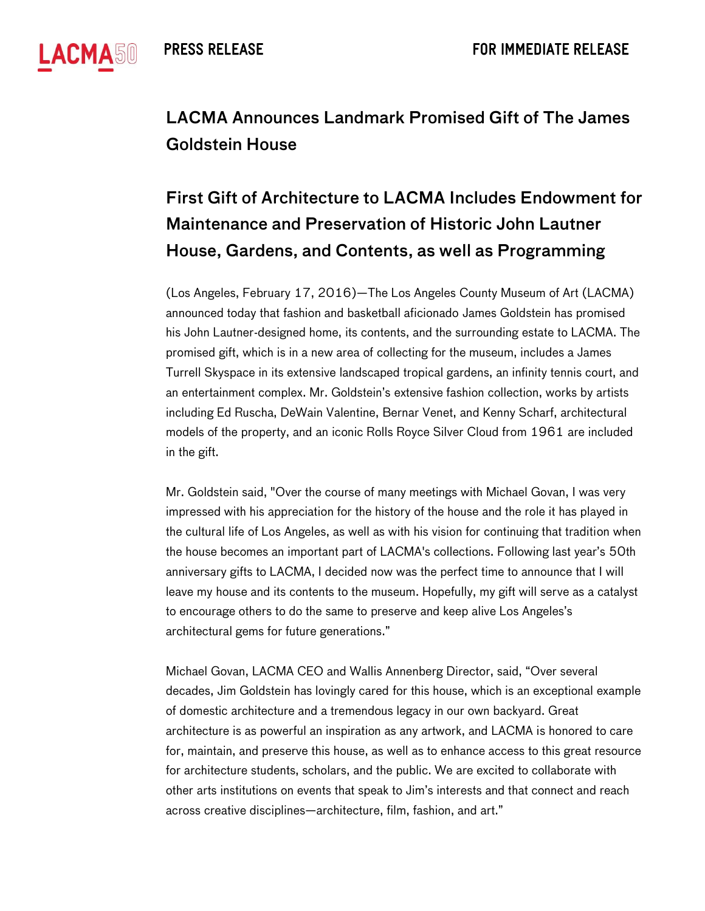PRESS RELEASE

FOR IMMEDIATE RELEASE

# LACMA Announces Landmark Promised Gift of The James Goldstein House

## First Gift of Architecture to LACMA Includes Endowment for Maintenance and Preservation of Historic John Lautner House, Gardens, and Contents, as well as Programming

(Los Angeles, February 17, 2016)—The Los Angeles County Museum of Art (LACMA) announced today that fashion and basketball aficionado James Goldstein has promised his John Lautner-designed home, its contents, and the surrounding estate to LACMA. The promised gift, which is in a new area of collecting for the museum, includes a James Turrell Skyspace in its extensive landscaped tropical gardens, an infinity tennis court, and an entertainment complex. Mr. Goldstein's extensive fashion collection, works by artists including Ed Ruscha, DeWain Valentine, Bernar Venet, and Kenny Scharf, architectural models of the property, and an iconic Rolls Royce Silver Cloud from 1961 are included in the gift.

Mr. Goldstein said, "Over the course of many meetings with Michael Govan, I was very impressed with his appreciation for the history of the house and the role it has played in the cultural life of Los Angeles, as well as with his vision for continuing that tradition when the house becomes an important part of LACMA's collections. Following last year's 50th anniversary gifts to LACMA, I decided now was the perfect time to announce that I will leave my house and its contents to the museum. Hopefully, my gift will serve as a catalyst to encourage others to do the same to preserve and keep alive Los Angeles's architectural gems for future generations."

Michael Govan, LACMA CEO and Wallis Annenberg Director, said, "Over several decades, Jim Goldstein has lovingly cared for this house, which is an exceptional example of domestic architecture and a tremendous legacy in our own backyard. Great architecture is as powerful an inspiration as any artwork, and LACMA is honored to care for, maintain, and preserve this house, as well as to enhance access to this great resource for architecture students, scholars, and the public. We are excited to collaborate with other arts institutions on events that speak to Jim's interests and that connect and reach across creative disciplines—architecture, film, fashion, and art."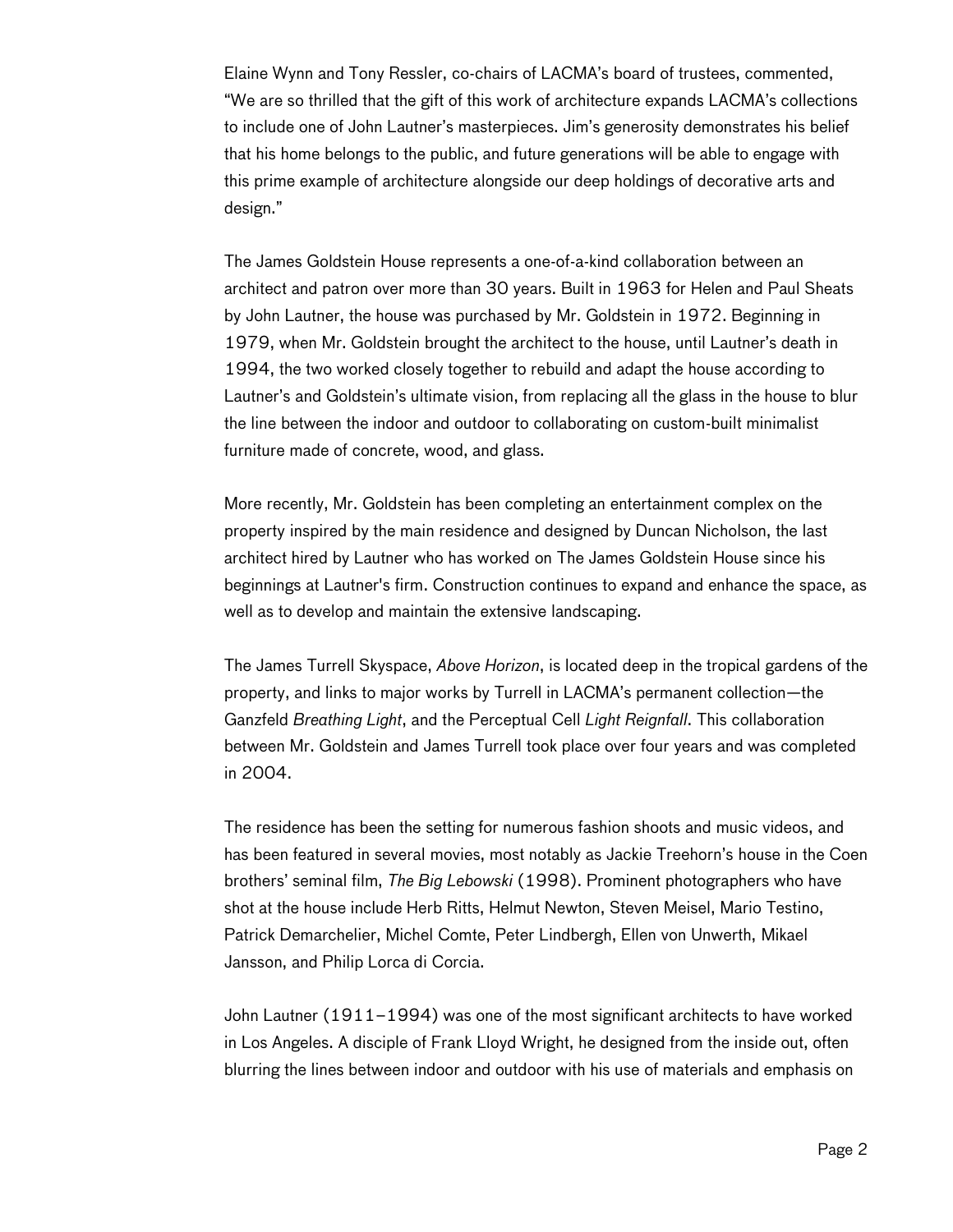Elaine Wynn and Tony Ressler, co-chairs of LACMA's board of trustees, commented, "We are so thrilled that the gift of this work of architecture expands LACMA's collections to include one of John Lautner's masterpieces. Jim's generosity demonstrates his belief that his home belongs to the public, and future generations will be able to engage with this prime example of architecture alongside our deep holdings of decorative arts and design."

The James Goldstein House represents a one-of-a-kind collaboration between an architect and patron over more than 30 years. Built in 1963 for Helen and Paul Sheats by John Lautner, the house was purchased by Mr. Goldstein in 1972. Beginning in 1979, when Mr. Goldstein brought the architect to the house, until Lautner's death in 1994, the two worked closely together to rebuild and adapt the house according to Lautner's and Goldstein's ultimate vision, from replacing all the glass in the house to blur the line between the indoor and outdoor to collaborating on custom-built minimalist furniture made of concrete, wood, and glass.

More recently, Mr. Goldstein has been completing an entertainment complex on the property inspired by the main residence and designed by Duncan Nicholson, the last architect hired by Lautner who has worked on The James Goldstein House since his beginnings at Lautner's firm. Construction continues to expand and enhance the space, as well as to develop and maintain the extensive landscaping.

The James Turrell Skyspace, *Above Horizon*, is located deep in the tropical gardens of the property, and links to major works by Turrell in LACMA's permanent collection—the Ganzfeld *Breathing Light*, and the Perceptual Cell *Light Reignfall*. This collaboration between Mr. Goldstein and James Turrell took place over four years and was completed in 2004.

The residence has been the setting for numerous fashion shoots and music videos, and has been featured in several movies, most notably as Jackie Treehorn's house in the Coen brothers' seminal film, *The Big Lebowski* (1998). Prominent photographers who have shot at the house include Herb Ritts, Helmut Newton, Steven Meisel, Mario Testino, Patrick Demarchelier, Michel Comte, Peter Lindbergh, Ellen von Unwerth, Mikael Jansson, and Philip Lorca di Corcia.

John Lautner (1911–1994) was one of the most significant architects to have worked in Los Angeles. A disciple of Frank Lloyd Wright, he designed from the inside out, often blurring the lines between indoor and outdoor with his use of materials and emphasis on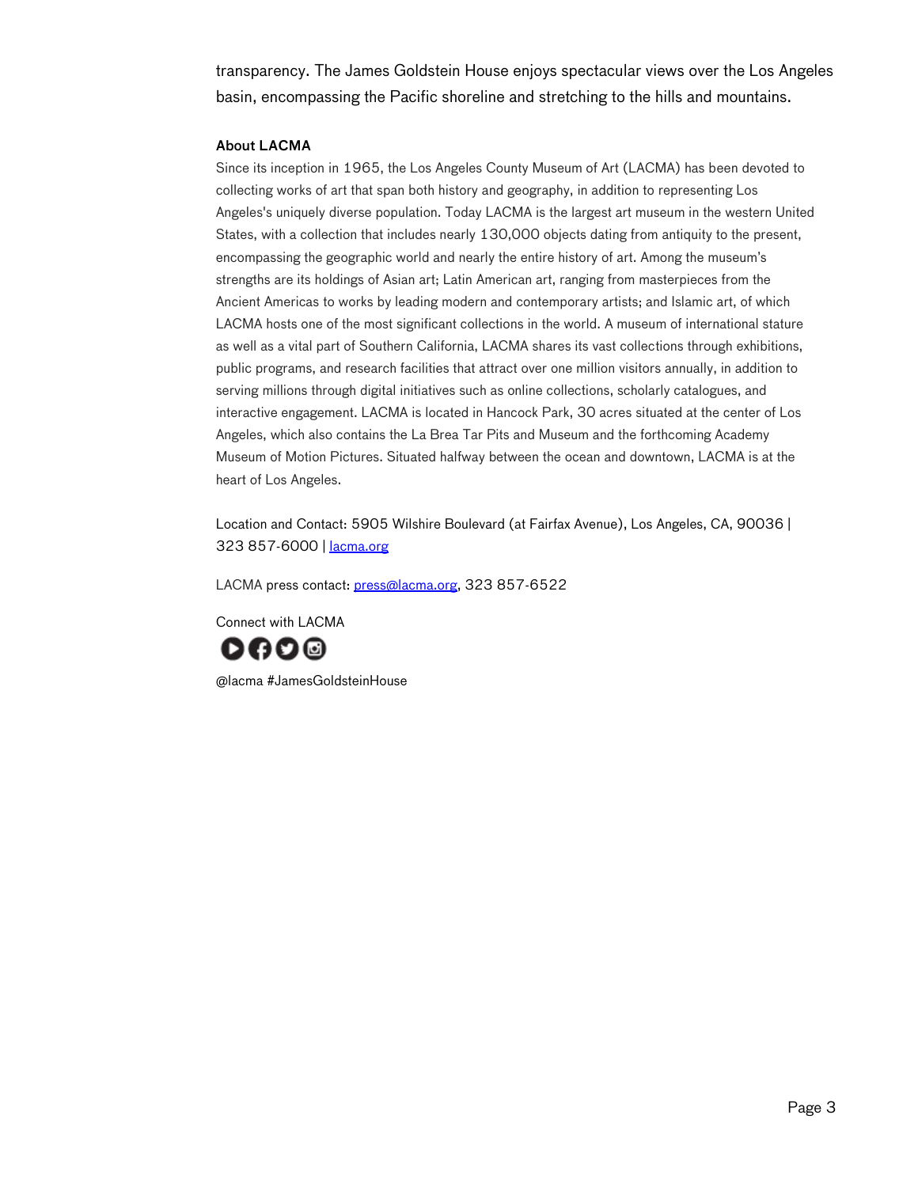transparency. The James Goldstein House enjoys spectacular views over the Los Angeles basin, encompassing the Pacific shoreline and stretching to the hills and mountains.

**About LACMA**

Since its inception in 1965, the Los Angeles County Museum of Art (LACMA) has been devoted to collecting works of art that span both history and geography, in addition to representing Los Angeles's uniquely diverse population. Today LACMA is the largest art museum in the western United States, with a collection that includes nearly 130,000 objects dating from antiquity to the present, encompassing the geographic world and nearly the entire history of art. Among the museum's strengths are its holdings of Asian art; Latin American art, ranging from masterpieces from the Ancient Americas to works by leading modern and contemporary artists; and Islamic art, of which LACMA hosts one of the most significant collections in the world. A museum of international stature as well as a vital part of Southern California, LACMA shares its vast collections through exhibitions, public programs, and research facilities that attract over one million visitors annually, in addition to serving millions through digital initiatives such as online collections, scholarly catalogues, and interactive engagement. LACMA is located in Hancock Park, 30 acres situated at the center of Los Angeles, which also contains the La Brea Tar Pits and Museum and the forthcoming Academy Museum of Motion Pictures. Situated halfway between the ocean and downtown, LACMA is at the heart of Los Angeles.

Location and Contact: 5905 Wilshire Boulevard (at Fairfax Avenue), Los Angeles, CA, 90036 | 323 857-6000 | [lacma.org](lacma.org)

LACMA press contact: [press@lacma.org](mailto:press@lacma.org), 323 857-6522

Connect with LACMA

@lacma #JamesGoldsteinHouse